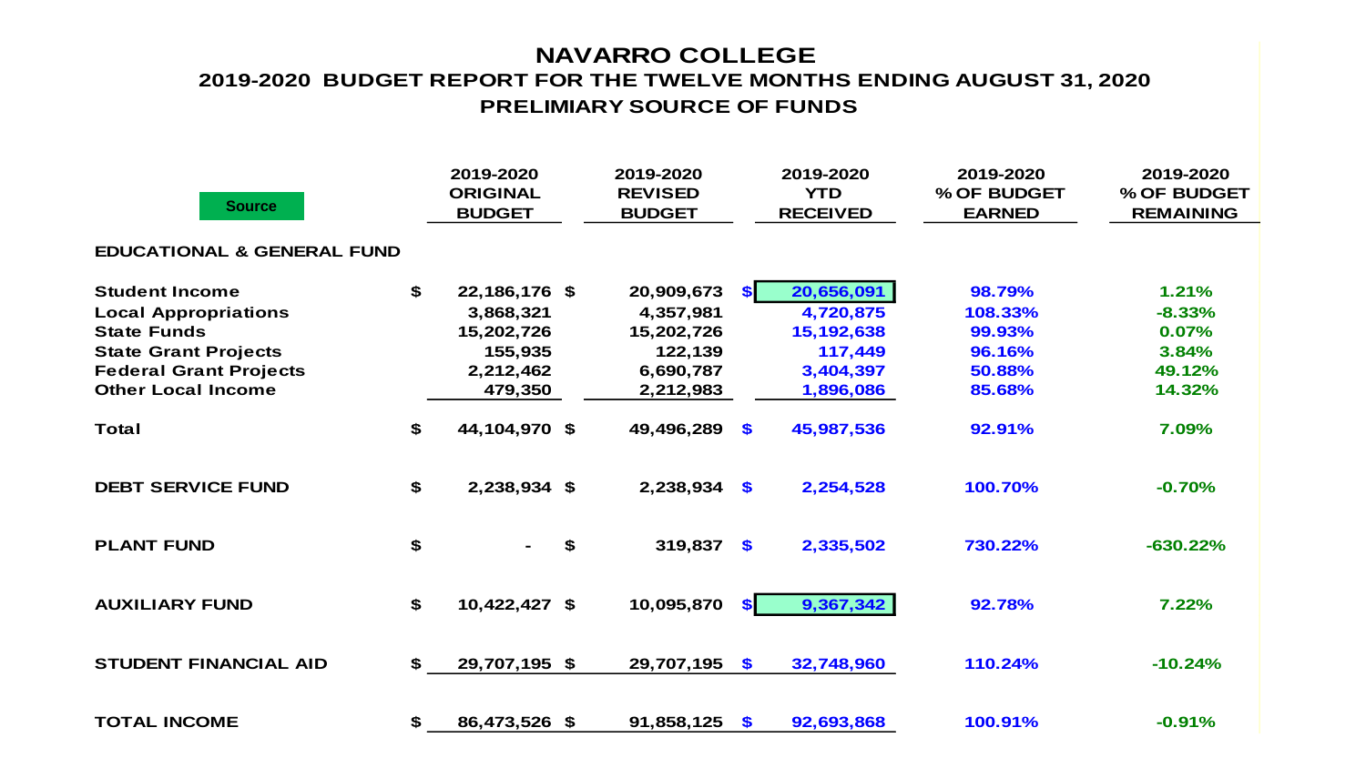# NAVARRO COLLEGE

## 2019-2020 BUDGET REPORT FOR THE TWELVE MONTHS ENDING AUGUST 31, 2020

### PRELIMIARY SOURCE OF FUNDS

| Source | 2019-2020 ORIGINAL BUDGET | 2019-2020 REVISED BUDGET | 2019-2020 YTD RECEIVED | 2019-2020 % OF BUDGET EARNED | 2019-2020 % OF BUDGET REMAINING |
|---|---|---|---|---|---|
| **EDUCATIONAL & GENERAL FUND** | | | | | |
| Student Income | $ 22,186,176 | $ 20,909,673 | $ 20,656,091 | 98.79% | 1.21% |
| Local Appropriations | 3,868,321 | 4,357,981 | 4,720,875 | 108.33% | -8.33% |
| State Funds | 15,202,726 | 15,202,726 | 15,192,638 | 99.93% | 0.07% |
| State Grant Projects | 155,935 | 122,139 | 117,449 | 96.16% | 3.84% |
| Federal Grant Projects | 2,212,462 | 6,690,787 | 3,404,397 | 50.88% | 49.12% |
| Other Local Income | 479,350 | 2,212,983 | 1,896,086 | 85.68% | 14.32% |
| Total | $ 44,104,970 | $ 49,496,289 | $ 45,987,536 | 92.91% | 7.09% |
| **DEBT SERVICE FUND** | $ 2,238,934 | $ 2,238,934 | $ 2,254,528 | 100.70% | -0.70% |
| **PLANT FUND** | $ - | $ 319,837 | $ 2,335,502 | 730.22% | -630.22% |
| **AUXILIARY FUND** | $ 10,422,427 | $ 10,095,870 | $ 9,367,342 | 92.78% | 7.22% |
| **STUDENT FINANCIAL AID** | $ 29,707,195 | $ 29,707,195 | $ 32,748,960 | 110.24% | -10.24% |
| **TOTAL INCOME** | $ 86,473,526 | $ 91,858,125 | $ 92,693,868 | 100.91% | -0.91% |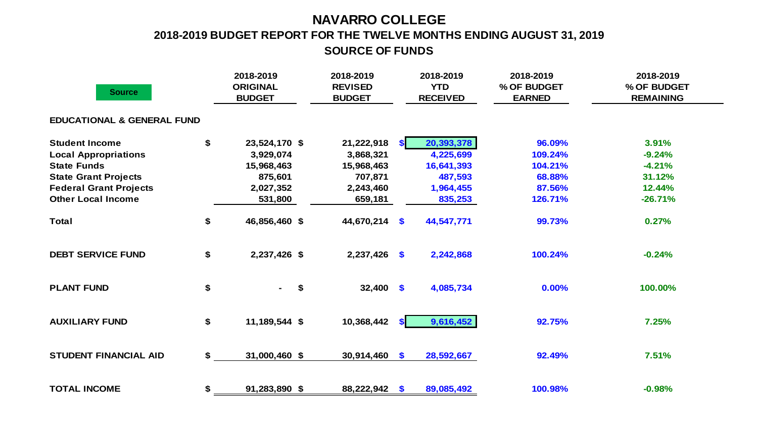# NAVARRO COLLEGE

## 2018-2019 BUDGET REPORT FOR THE TWELVE MONTHS ENDING AUGUST 31, 2019

## SOURCE OF FUNDS

| Source | 2018-2019 ORIGINAL BUDGET | 2018-2019 REVISED BUDGET | 2018-2019 YTD RECEIVED | 2018-2019 % OF BUDGET EARNED | 2018-2019 % OF BUDGET REMAINING |
|---|---|---|---|---|---|
| **EDUCATIONAL & GENERAL FUND** | | | | | |
| **Student Income** | $ 23,524,170 | $ 21,222,918 | $ 20,393,378 | 96.09% | 3.91% |
| **Local Appropriations** | 3,929,074 | 3,868,321 | 4,225,699 | 109.24% | -9.24% |
| **State Funds** | 15,968,463 | 15,968,463 | 16,641,393 | 104.21% | -4.21% |
| **State Grant Projects** | 875,601 | 707,871 | 487,593 | 68.88% | 31.12% |
| **Federal Grant Projects** | 2,027,352 | 2,243,460 | 1,964,455 | 87.56% | 12.44% |
| **Other Local Income** | 531,800 | 659,181 | 835,253 | 126.71% | -26.71% |
| **Total** | $ 46,856,460 | $ 44,670,214 | $ 44,547,771 | 99.73% | 0.27% |
| **DEBT SERVICE FUND** | $ 2,237,426 | $ 2,237,426 | $ 2,242,868 | 100.24% | -0.24% |
| **PLANT FUND** | $ - | $ 32,400 | $ 4,085,734 | 0.00% | 100.00% |
| **AUXILIARY FUND** | $ 11,189,544 | $ 10,368,442 | $ 9,616,452 | 92.75% | 7.25% |
| **STUDENT FINANCIAL AID** | $ 31,000,460 | $ 30,914,460 | $ 28,592,667 | 92.49% | 7.51% |
| **TOTAL INCOME** | $ 91,283,890 | $ 88,222,942 | $ 89,085,492 | 100.98% | -0.98% |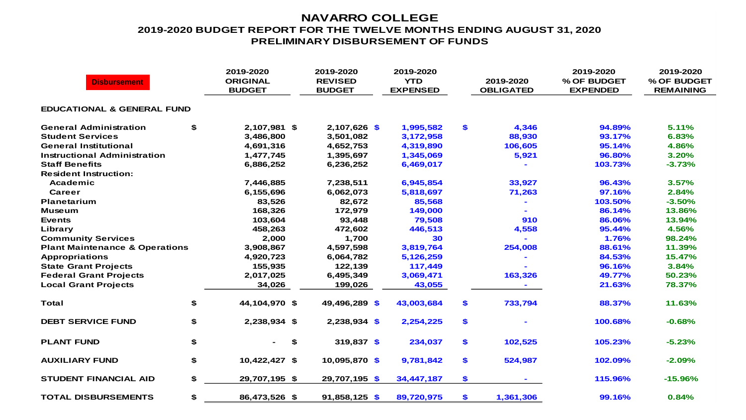# NAVARRO COLLEGE

## 2019-2020 BUDGET REPORT FOR THE TWELVE MONTHS ENDING AUGUST 31, 2020

### PRELIMINARY DISBURSEMENT OF FUNDS

| Disbursement | 2019-2020 ORIGINAL BUDGET | 2019-2020 REVISED BUDGET | 2019-2020 YTD EXPENSED | 2019-2020 OBLIGATED | 2019-2020 % OF BUDGET EXPENDED | 2019-2020 % OF BUDGET REMAINING |
|---|---|---|---|---|---|---|
| **EDUCATIONAL & GENERAL FUND** | | | | | | |
| General Administration | $ 2,107,981 | $ 2,107,626 | $ 1,995,582 | $ 4,346 | 94.89% | 5.11% |
| Student Services | 3,486,800 | 3,501,082 | 3,172,958 | 88,930 | 93.17% | 6.83% |
| General Institutional | 4,691,316 | 4,652,753 | 4,319,890 | 106,605 | 95.14% | 4.86% |
| Instructional Administration | 1,477,745 | 1,395,697 | 1,345,069 | 5,921 | 96.80% | 3.20% |
| Staff Benefits | 6,886,252 | 6,236,252 | 6,469,017 | - | 103.73% | -3.73% |
| Resident Instruction: | | | | | | |
| Academic | 7,446,885 | 7,238,511 | 6,945,854 | 33,927 | 96.43% | 3.57% |
| Career | 6,155,696 | 6,062,073 | 5,818,697 | 71,263 | 97.16% | 2.84% |
| Planetarium | 83,526 | 82,672 | 85,568 | - | 103.50% | -3.50% |
| Museum | 168,326 | 172,979 | 149,000 | - | 86.14% | 13.86% |
| Events | 103,604 | 93,448 | 79,508 | 910 | 86.06% | 13.94% |
| Library | 458,263 | 472,602 | 446,513 | 4,558 | 95.44% | 4.56% |
| Community Services | 2,000 | 1,700 | 30 | - | 1.76% | 98.24% |
| Plant Maintenance & Operations | 3,908,867 | 4,597,598 | 3,819,764 | 254,008 | 88.61% | 11.39% |
| Appropriations | 4,920,723 | 6,064,782 | 5,126,259 | - | 84.53% | 15.47% |
| State Grant Projects | 155,935 | 122,139 | 117,449 | - | 96.16% | 3.84% |
| Federal Grant Projects | 2,017,025 | 6,495,349 | 3,069,471 | 163,326 | 49.77% | 50.23% |
| Local Grant Projects | 34,026 | 199,026 | 43,055 | - | 21.63% | 78.37% |
| **Total** | $ 44,104,970 | $ 49,496,289 | $ 43,003,684 | $ 733,794 | 88.37% | 11.63% |
| **DEBT SERVICE FUND** | $ 2,238,934 | $ 2,238,934 | $ 2,254,225 | $ - | 100.68% | -0.68% |
| **PLANT FUND** | $ - | $ 319,837 | $ 234,037 | $ 102,525 | 105.23% | -5.23% |
| **AUXILIARY FUND** | $ 10,422,427 | $ 10,095,870 | $ 9,781,842 | $ 524,987 | 102.09% | -2.09% |
| **STUDENT FINANCIAL AID** | $ 29,707,195 | $ 29,707,195 | $ 34,447,187 | $ - | 115.96% | -15.96% |
| **TOTAL DISBURSEMENTS** | $ 86,473,526 | $ 91,858,125 | $ 89,720,975 | $ 1,361,306 | 99.16% | 0.84% |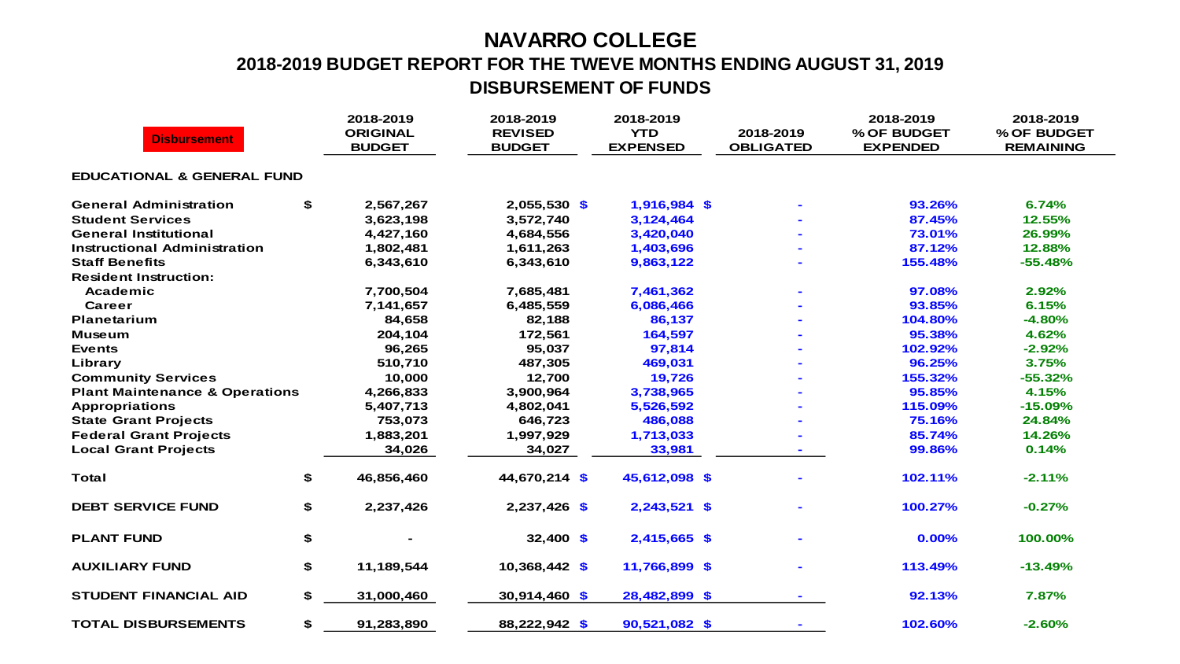# NAVARRO COLLEGE

## 2018-2019 BUDGET REPORT FOR THE TWEVE MONTHS ENDING AUGUST 31, 2019

## DISBURSEMENT OF FUNDS

| Disbursement | | 2018-2019 ORIGINAL BUDGET | 2018-2019 REVISED BUDGET | | 2018-2019 YTD EXPENSED | | 2018-2019 OBLIGATED | 2018-2019 % OF BUDGET EXPENDED | 2018-2019 % OF BUDGET REMAINING |
|---|---|---|---|---|---|---|---|---|---|
| **EDUCATIONAL & GENERAL FUND** | | | | | | | | | |
| General Administration | $ | 2,567,267 | 2,055,530 | $ | 1,916,984 | $ | - | 93.26% | 6.74% |
| Student Services | | 3,623,198 | 3,572,740 | | 3,124,464 | | - | 87.45% | 12.55% |
| General Institutional | | 4,427,160 | 4,684,556 | | 3,420,040 | | - | 73.01% | 26.99% |
| Instructional Administration | | 1,802,481 | 1,611,263 | | 1,403,696 | | - | 87.12% | 12.88% |
| Staff Benefits | | 6,343,610 | 6,343,610 | | 9,863,122 | | - | 155.48% | -55.48% |
| Resident Instruction: | | | | | | | | | |
| Academic | | 7,700,504 | 7,685,481 | | 7,461,362 | | - | 97.08% | 2.92% |
| Career | | 7,141,657 | 6,485,559 | | 6,086,466 | | - | 93.85% | 6.15% |
| Planetarium | | 84,658 | 82,188 | | 86,137 | | - | 104.80% | -4.80% |
| Museum | | 204,104 | 172,561 | | 164,597 | | - | 95.38% | 4.62% |
| Events | | 96,265 | 95,037 | | 97,814 | | - | 102.92% | -2.92% |
| Library | | 510,710 | 487,305 | | 469,031 | | - | 96.25% | 3.75% |
| Community Services | | 10,000 | 12,700 | | 19,726 | | - | 155.32% | -55.32% |
| Plant Maintenance & Operations | | 4,266,833 | 3,900,964 | | 3,738,965 | | - | 95.85% | 4.15% |
| Appropriations | | 5,407,713 | 4,802,041 | | 5,526,592 | | - | 115.09% | -15.09% |
| State Grant Projects | | 753,073 | 646,723 | | 486,088 | | - | 75.16% | 24.84% |
| Federal Grant Projects | | 1,883,201 | 1,997,929 | | 1,713,033 | | - | 85.74% | 14.26% |
| Local Grant Projects | | 34,026 | 34,027 | | 33,981 | | - | 99.86% | 0.14% |
| **Total** | $ | 46,856,460 | 44,670,214 | $ | 45,612,098 | $ | - | 102.11% | -2.11% |
| **DEBT SERVICE FUND** | $ | 2,237,426 | 2,237,426 | $ | 2,243,521 | $ | - | 100.27% | -0.27% |
| **PLANT FUND** | $ | - | 32,400 | $ | 2,415,665 | $ | - | 0.00% | 100.00% |
| **AUXILIARY FUND** | $ | 11,189,544 | 10,368,442 | $ | 11,766,899 | $ | - | 113.49% | -13.49% |
| **STUDENT FINANCIAL AID** | $ | 31,000,460 | 30,914,460 | $ | 28,482,899 | $ | - | 92.13% | 7.87% |
| **TOTAL DISBURSEMENTS** | $ | 91,283,890 | 88,222,942 | $ | 90,521,082 | $ | - | 102.60% | -2.60% |